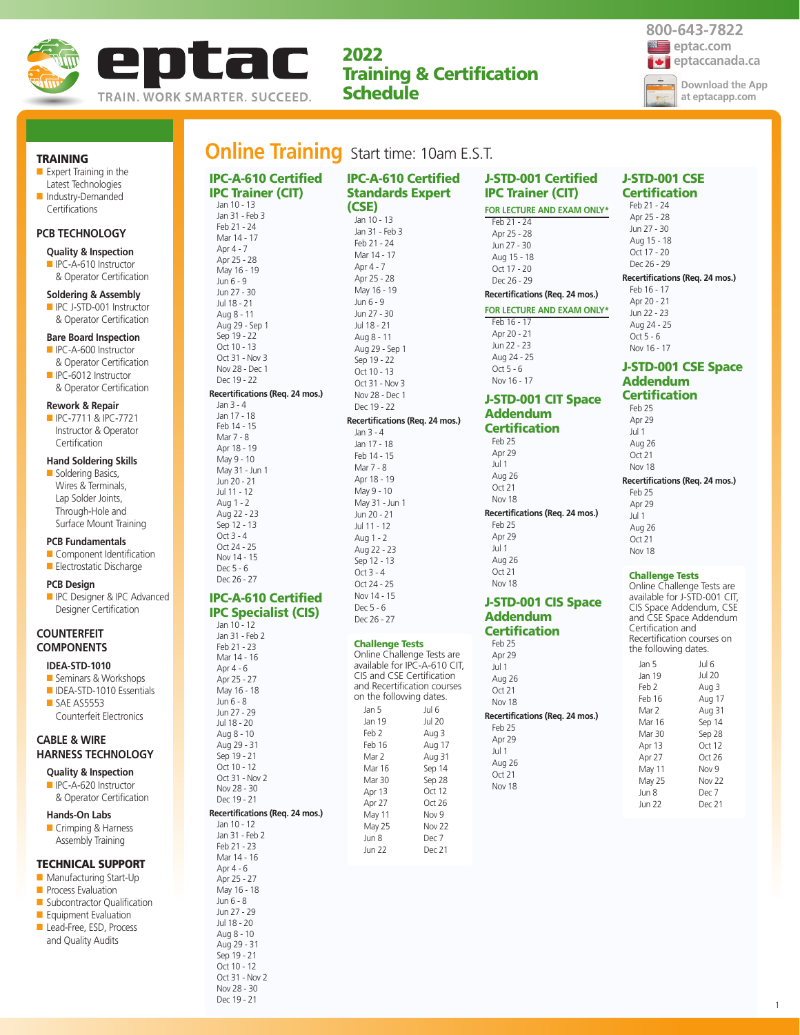# eptac

TRAIN. WORK SMARTER. SUCCEED.

## 2022 Training & Certification Schedule

800-643-7822
eptac.com
eptaccanada.ca
Download the App at eptacapp.com

### TRAINING

- Expert Training in the Latest Technologies
- Industry-Demanded Certifications

### PCB TECHNOLOGY

**Quality & Inspection**
- IPC-A-610 Instructor & Operator Certification

**Soldering & Assembly**
- IPC J-STD-001 Instructor & Operator Certification

**Bare Board Inspection**
- IPC-A-600 Instructor & Operator Certification
- IPC-6012 Instructor & Operator Certification

**Rework & Repair**
- IPC-7711 & IPC-7721 Instructor & Operator Certification

**Hand Soldering Skills**
- Soldering Basics, Wires & Terminals, Lap Solder Joints, Through-Hole and Surface Mount Training

**PCB Fundamentals**
- Component Identification
- Electrostatic Discharge

**PCB Design**
- IPC Designer & IPC Advanced Designer Certification

### COUNTERFEIT COMPONENTS

**IDEA-STD-1010**
- Seminars & Workshops
- IDEA-STD-1010 Essentials
- SAE AS5553 Counterfeit Electronics

### CABLE & WIRE HARNESS TECHNOLOGY

**Quality & Inspection**
- IPC-A-620 Instructor & Operator Certification

**Hands-On Labs**
- Crimping & Harness Assembly Training

### TECHNICAL SUPPORT

- Manufacturing Start-Up
- Process Evaluation
- Subcontractor Qualification
- Equipment Evaluation
- Lead-Free, ESD, Process and Quality Audits

# Online Training Start time: 10am E.S.T.

## IPC-A-610 Certified IPC Trainer (CIT)

Jan 10 - 13
Jan 31 - Feb 3
Feb 21 - 24
Mar 14 - 17
Apr 4 - 7
Apr 25 - 28
May 16 - 19
Jun 6 - 9
Jun 27 - 30
Jul 18 - 21
Aug 8 - 11
Aug 29 - Sep 1
Sep 19 - 22
Oct 10 - 13
Oct 31 - Nov 3
Nov 28 - Dec 1
Dec 19 - 22

**Recertifications (Req. 24 mos.)**

Jan 3 - 4
Jan 17 - 18
Feb 14 - 15
Mar 7 - 8
Apr 18 - 19
May 9 - 10
May 31 - Jun 1
Jun 20 - 21
Jul 11 - 12
Aug 1 - 2
Aug 22 - 23
Sep 12 - 13
Oct 3 - 4
Oct 24 - 25
Nov 14 - 15
Dec 5 - 6
Dec 26 - 27

## IPC-A-610 Certified IPC Specialist (CIS)

Jan 10 - 12
Jan 31 - Feb 2
Feb 21 - 23
Mar 14 - 16
Apr 4 - 6
Apr 25 - 27
May 16 - 18
Jun 6 - 8
Jun 27 - 29
Jul 18 - 20
Aug 8 - 10
Aug 29 - 31
Sep 19 - 21
Oct 10 - 12
Oct 31 - Nov 2
Nov 28 - 30
Dec 19 - 21

**Recertifications (Req. 24 mos.)**

Jan 10 - 12
Jan 31 - Feb 2
Feb 21 - 23
Mar 14 - 16
Apr 4 - 6
Apr 25 - 27
May 16 - 18
Jun 6 - 8
Jun 27 - 29
Jul 18 - 20
Aug 8 - 10
Aug 29 - 31
Sep 19 - 21
Oct 10 - 12
Oct 31 - Nov 2
Nov 28 - 30
Dec 19 - 21

## IPC-A-610 Certified Standards Expert (CSE)

Jan 10 - 13
Jan 31 - Feb 3
Feb 21 - 24
Mar 14 - 17
Apr 4 - 7
Apr 25 - 28
May 16 - 19
Jun 6 - 9
Jun 27 - 30
Jul 18 - 21
Aug 8 - 11
Aug 29 - Sep 1
Sep 19 - 22
Oct 10 - 13
Oct 31 - Nov 3
Nov 28 - Dec 1
Dec 19 - 22

**Recertifications (Req. 24 mos.)**

Jan 3 - 4
Jan 17 - 18
Feb 14 - 15
Mar 7 - 8
Apr 18 - 19
May 9 - 10
May 31 - Jun 1
Jun 20 - 21
Jul 11 - 12
Aug 1 - 2
Aug 22 - 23
Sep 12 - 13
Oct 3 - 4
Oct 24 - 25
Nov 14 - 15
Dec 5 - 6
Dec 26 - 27

### Challenge Tests

Online Challenge Tests are available for IPC-A-610 CIT, CIS and CSE Certification and Recertification courses on the following dates.

| | |
|---|---|
| Jan 5 | Jul 6 |
| Jan 19 | Jul 20 |
| Feb 2 | Aug 3 |
| Feb 16 | Aug 17 |
| Mar 2 | Aug 31 |
| Mar 16 | Sep 14 |
| Mar 30 | Sep 28 |
| Apr 13 | Oct 12 |
| Apr 27 | Oct 26 |
| May 11 | Nov 9 |
| May 25 | Nov 22 |
| Jun 8 | Dec 7 |
| Jun 22 | Dec 21 |

## J-STD-001 Certified IPC Trainer (CIT)

**FOR LECTURE AND EXAM ONLY***

Feb 21 - 24
Apr 25 - 28
Jun 27 - 30
Aug 15 - 18
Oct 17 - 20
Dec 26 - 29

**Recertifications (Req. 24 mos.)**

**FOR LECTURE AND EXAM ONLY***

Feb 16 - 17
Apr 20 - 21
Jun 22 - 23
Aug 24 - 25
Oct 5 - 6
Nov 16 - 17

## J-STD-001 CIT Space Addendum Certification

Feb 25
Apr 29
Jul 1
Aug 26
Oct 21
Nov 18

**Recertifications (Req. 24 mos.)**

Feb 25
Apr 29
Jul 1
Aug 26
Oct 21
Nov 18

## J-STD-001 CIS Space Addendum Certification

Feb 25
Apr 29
Jul 1
Aug 26
Oct 21
Nov 18

**Recertifications (Req. 24 mos.)**

Feb 25
Apr 29
Jul 1
Aug 26
Oct 21
Nov 18

## J-STD-001 CSE Certification

Feb 21 - 24
Apr 25 - 28
Jun 27 - 30
Aug 15 - 18
Oct 17 - 20
Dec 26 - 29

**Recertifications (Req. 24 mos.)**

Feb 16 - 17
Apr 20 - 21
Jun 22 - 23
Aug 24 - 25
Oct 5 - 6
Nov 16 - 17

## J-STD-001 CSE Space Addendum Certification

Feb 25
Apr 29
Jul 1
Aug 26
Oct 21
Nov 18

**Recertifications (Req. 24 mos.)**

Feb 25
Apr 29
Jul 1
Aug 26
Oct 21
Nov 18

### Challenge Tests

Online Challenge Tests are available for J-STD-001 CIT, CIS Space Addendum, CSE and CSE Space Addendum Certification and Recertification courses on the following dates.

| | |
|---|---|
| Jan 5 | Jul 6 |
| Jan 19 | Jul 20 |
| Feb 2 | Aug 3 |
| Feb 16 | Aug 17 |
| Mar 2 | Aug 31 |
| Mar 16 | Sep 14 |
| Mar 30 | Sep 28 |
| Apr 13 | Oct 12 |
| Apr 27 | Oct 26 |
| May 11 | Nov 9 |
| May 25 | Nov 22 |
| Jun 8 | Dec 7 |
| Jun 22 | Dec 21 |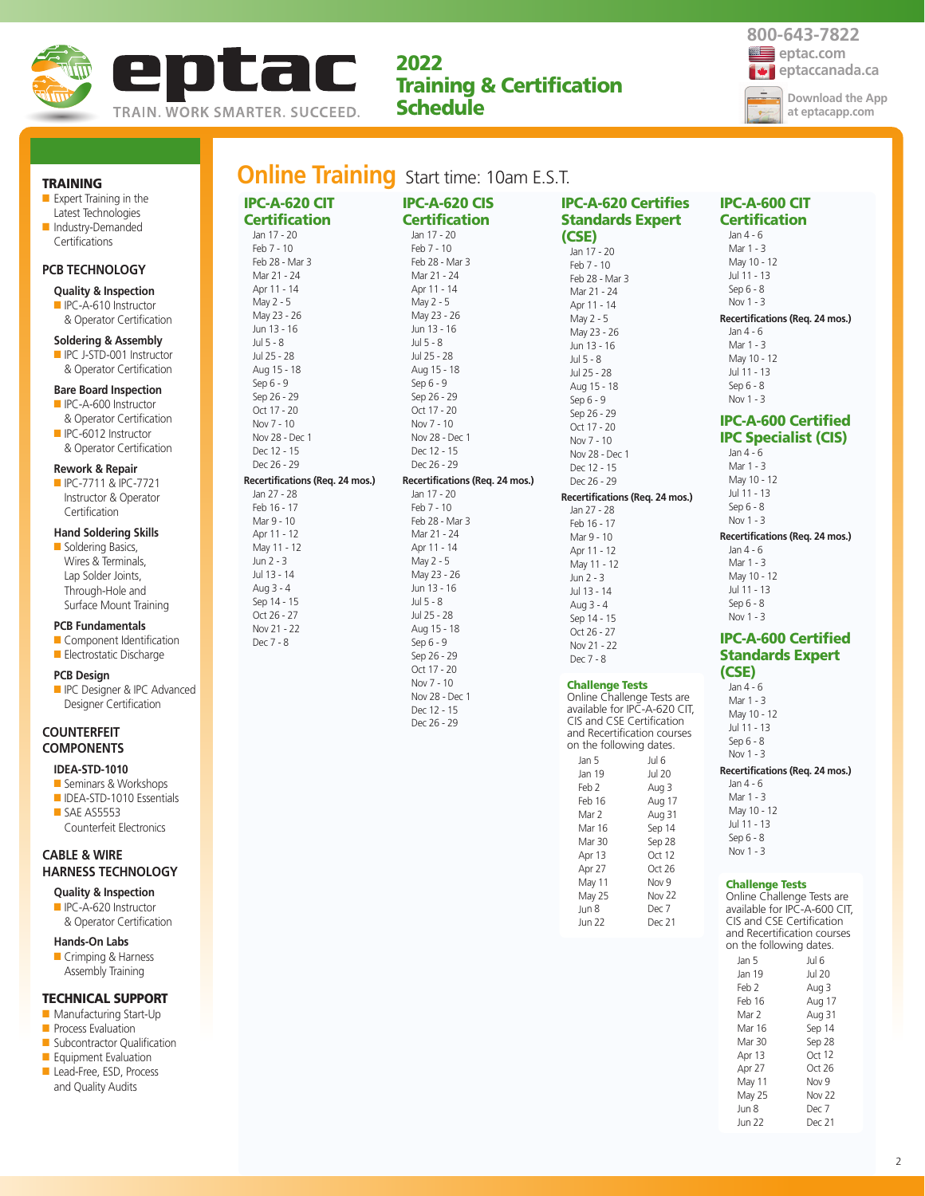# eptac

TRAIN. WORK SMARTER. SUCCEED.

## 2022 Training & Certification Schedule

800-643-7822
eptac.com
eptaccanada.ca
Download the App at eptacapp.com

### TRAINING

- Expert Training in the Latest Technologies
- Industry-Demanded Certifications

### PCB TECHNOLOGY

**Quality & Inspection**
- IPC-A-610 Instructor & Operator Certification

**Soldering & Assembly**
- IPC J-STD-001 Instructor & Operator Certification

**Bare Board Inspection**
- IPC-A-600 Instructor & Operator Certification
- IPC-6012 Instructor & Operator Certification

**Rework & Repair**
- IPC-7711 & IPC-7721 Instructor & Operator Certification

**Hand Soldering Skills**
- Soldering Basics, Wires & Terminals, Lap Solder Joints, Through-Hole and Surface Mount Training

**PCB Fundamentals**
- Component Identification
- Electrostatic Discharge

**PCB Design**
- IPC Designer & IPC Advanced Designer Certification

### COUNTERFEIT COMPONENTS

**IDEA-STD-1010**
- Seminars & Workshops
- IDEA-STD-1010 Essentials
- SAE AS5553 Counterfeit Electronics

### CABLE & WIRE HARNESS TECHNOLOGY

**Quality & Inspection**
- IPC-A-620 Instructor & Operator Certification

**Hands-On Labs**
- Crimping & Harness Assembly Training

### TECHNICAL SUPPORT

- Manufacturing Start-Up
- Process Evaluation
- Subcontractor Qualification
- Equipment Evaluation
- Lead-Free, ESD, Process and Quality Audits

## Online Training Start time: 10am E.S.T.

### IPC-A-620 CIT Certification

Jan 17 - 20
Feb 7 - 10
Feb 28 - Mar 3
Mar 21 - 24
Apr 11 - 14
May 2 - 5
May 23 - 26
Jun 13 - 16
Jul 5 - 8
Jul 25 - 28
Aug 15 - 18
Sep 6 - 9
Sep 26 - 29
Oct 17 - 20
Nov 7 - 10
Nov 28 - Dec 1
Dec 12 - 15
Dec 26 - 29

**Recertifications (Req. 24 mos.)**

Jan 27 - 28
Feb 16 - 17
Mar 9 - 10
Apr 11 - 12
May 11 - 12
Jun 2 - 3
Jul 13 - 14
Aug 3 - 4
Sep 14 - 15
Oct 26 - 27
Nov 21 - 22
Dec 7 - 8

### IPC-A-620 CIS Certification

Jan 17 - 20
Feb 7 - 10
Feb 28 - Mar 3
Mar 21 - 24
Apr 11 - 14
May 2 - 5
May 23 - 26
Jun 13 - 16
Jul 5 - 8
Jul 25 - 28
Aug 15 - 18
Sep 6 - 9
Sep 26 - 29
Oct 17 - 20
Nov 7 - 10
Nov 28 - Dec 1
Dec 12 - 15
Dec 26 - 29

**Recertifications (Req. 24 mos.)**

Jan 17 - 20
Feb 7 - 10
Feb 28 - Mar 3
Mar 21 - 24
Apr 11 - 14
May 2 - 5
May 23 - 26
Jun 13 - 16
Jul 5 - 8
Jul 25 - 28
Aug 15 - 18
Sep 6 - 9
Sep 26 - 29
Oct 17 - 20
Nov 7 - 10
Nov 28 - Dec 1
Dec 12 - 15
Dec 26 - 29

### IPC-A-620 Certifies Standards Expert (CSE)

Jan 17 - 20
Feb 7 - 10
Feb 28 - Mar 3
Mar 21 - 24
Apr 11 - 14
May 2 - 5
May 23 - 26
Jun 13 - 16
Jul 5 - 8
Jul 25 - 28
Aug 15 - 18
Sep 6 - 9
Sep 26 - 29
Oct 17 - 20
Nov 7 - 10
Nov 28 - Dec 1
Dec 12 - 15
Dec 26 - 29

**Recertifications (Req. 24 mos.)**

Jan 27 - 28
Feb 16 - 17
Mar 9 - 10
Apr 11 - 12
May 11 - 12
Jun 2 - 3
Jul 13 - 14
Aug 3 - 4
Sep 14 - 15
Oct 26 - 27
Nov 21 - 22
Dec 7 - 8

**Challenge Tests**

Online Challenge Tests are available for IPC-A-620 CIT, CIS and CSE Certification and Recertification courses on the following dates.

| | |
|---|---|
| Jan 5 | Jul 6 |
| Jan 19 | Jul 20 |
| Feb 2 | Aug 3 |
| Feb 16 | Aug 17 |
| Mar 2 | Aug 31 |
| Mar 16 | Sep 14 |
| Mar 30 | Sep 28 |
| Apr 13 | Oct 12 |
| Apr 27 | Oct 26 |
| May 11 | Nov 9 |
| May 25 | Nov 22 |
| Jun 8 | Dec 7 |
| Jun 22 | Dec 21 |

### IPC-A-600 CIT Certification

Jan 4 - 6
Mar 1 - 3
May 10 - 12
Jul 11 - 13
Sep 6 - 8
Nov 1 - 3

**Recertifications (Req. 24 mos.)**

Jan 4 - 6
Mar 1 - 3
May 10 - 12
Jul 11 - 13
Sep 6 - 8
Nov 1 - 3

### IPC-A-600 Certified IPC Specialist (CIS)

Jan 4 - 6
Mar 1 - 3
May 10 - 12
Jul 11 - 13
Sep 6 - 8
Nov 1 - 3

**Recertifications (Req. 24 mos.)**

Jan 4 - 6
Mar 1 - 3
May 10 - 12
Jul 11 - 13
Sep 6 - 8
Nov 1 - 3

### IPC-A-600 Certified Standards Expert (CSE)

Jan 4 - 6
Mar 1 - 3
May 10 - 12
Jul 11 - 13
Sep 6 - 8
Nov 1 - 3

**Recertifications (Req. 24 mos.)**

Jan 4 - 6
Mar 1 - 3
May 10 - 12
Jul 11 - 13
Sep 6 - 8
Nov 1 - 3

**Challenge Tests**

Online Challenge Tests are available for IPC-A-600 CIT, CIS and CSE Certification and Recertification courses on the following dates.

| | |
|---|---|
| Jan 5 | Jul 6 |
| Jan 19 | Jul 20 |
| Feb 2 | Aug 3 |
| Feb 16 | Aug 17 |
| Mar 2 | Aug 31 |
| Mar 16 | Sep 14 |
| Mar 30 | Sep 28 |
| Apr 13 | Oct 12 |
| Apr 27 | Oct 26 |
| May 11 | Nov 9 |
| May 25 | Nov 22 |
| Jun 8 | Dec 7 |
| Jun 22 | Dec 21 |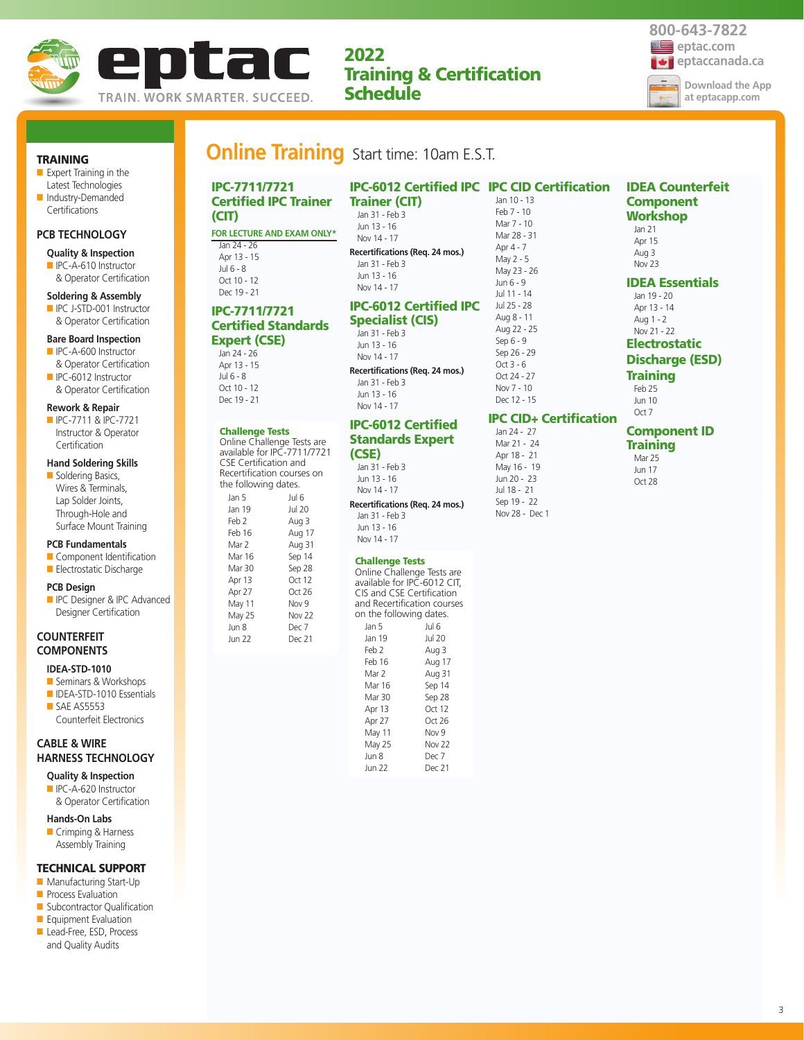eptac

TRAIN. WORK SMARTER. SUCCEED.

# 2022 Training & Certification Schedule

800-643-7822
eptac.com
eptaccanada.ca
Download the App at eptacapp.com

## TRAINING

- Expert Training in the Latest Technologies
- Industry-Demanded Certifications

## PCB TECHNOLOGY

**Quality & Inspection**
- IPC-A-610 Instructor & Operator Certification

**Soldering & Assembly**
- IPC J-STD-001 Instructor & Operator Certification

**Bare Board Inspection**
- IPC-A-600 Instructor & Operator Certification
- IPC-6012 Instructor & Operator Certification

**Rework & Repair**
- IPC-7711 & IPC-7721 Instructor & Operator Certification

**Hand Soldering Skills**
- Soldering Basics, Wires & Terminals, Lap Solder Joints, Through-Hole and Surface Mount Training

**PCB Fundamentals**
- Component Identification
- Electrostatic Discharge

**PCB Design**
- IPC Designer & IPC Advanced Designer Certification

## COUNTERFEIT COMPONENTS

**IDEA-STD-1010**
- Seminars & Workshops
- IDEA-STD-1010 Essentials
- SAE AS5553 Counterfeit Electronics

## CABLE & WIRE HARNESS TECHNOLOGY

**Quality & Inspection**
- IPC-A-620 Instructor & Operator Certification

**Hands-On Labs**
- Crimping & Harness Assembly Training

## TECHNICAL SUPPORT

- Manufacturing Start-Up
- Process Evaluation
- Subcontractor Qualification
- Equipment Evaluation
- Lead-Free, ESD, Process and Quality Audits

# Online Training Start time: 10am E.S.T.

### IPC-7711/7721 Certified IPC Trainer (CIT)

**FOR LECTURE AND EXAM ONLY***

Jan 24 - 26
Apr 13 - 15
Jul 6 - 8
Oct 10 - 12
Dec 19 - 21

### IPC-7711/7721 Certified Standards Expert (CSE)

Jan 24 - 26
Apr 13 - 15
Jul 6 - 8
Oct 10 - 12
Dec 19 - 21

**Challenge Tests**

Online Challenge Tests are available for IPC-7711/7721 CSE Certification and Recertification courses on the following dates.

| | |
|---|---|
| Jan 5 | Jul 6 |
| Jan 19 | Jul 20 |
| Feb 2 | Aug 3 |
| Feb 16 | Aug 17 |
| Mar 2 | Aug 31 |
| Mar 16 | Sep 14 |
| Mar 30 | Sep 28 |
| Apr 13 | Oct 12 |
| Apr 27 | Oct 26 |
| May 11 | Nov 9 |
| May 25 | Nov 22 |
| Jun 8 | Dec 7 |
| Jun 22 | Dec 21 |

### IPC-6012 Certified IPC Trainer (CIT)

Jan 31 - Feb 3
Jun 13 - 16
Nov 14 - 17

**Recertifications (Req. 24 mos.)**

Jan 31 - Feb 3
Jun 13 - 16
Nov 14 - 17

### IPC-6012 Certified IPC Specialist (CIS)

Jan 31 - Feb 3
Jun 13 - 16
Nov 14 - 17

**Recertifications (Req. 24 mos.)**

Jan 31 - Feb 3
Jun 13 - 16
Nov 14 - 17

### IPC-6012 Certified Standards Expert (CSE)

Jan 31 - Feb 3
Jun 13 - 16
Nov 14 - 17

**Recertifications (Req. 24 mos.)**

Jan 31 - Feb 3
Jun 13 - 16
Nov 14 - 17

**Challenge Tests**

Online Challenge Tests are available for IPC-6012 CIT, CIS and CSE Certification and Recertification courses on the following dates.

| | |
|---|---|
| Jan 5 | Jul 6 |
| Jan 19 | Jul 20 |
| Feb 2 | Aug 3 |
| Feb 16 | Aug 17 |
| Mar 2 | Aug 31 |
| Mar 16 | Sep 14 |
| Mar 30 | Sep 28 |
| Apr 13 | Oct 12 |
| Apr 27 | Oct 26 |
| May 11 | Nov 9 |
| May 25 | Nov 22 |
| Jun 8 | Dec 7 |
| Jun 22 | Dec 21 |

### IPC CID Certification

Jan 10 - 13
Feb 7 - 10
Mar 7 - 10
Mar 28 - 31
Apr 4 - 7
May 2 - 5
May 23 - 26
Jun 6 - 9
Jul 11 - 14
Jul 25 - 28
Aug 8 - 11
Aug 22 - 25
Sep 6 - 9
Sep 26 - 29
Oct 3 - 6
Oct 24 - 27
Nov 7 - 10
Dec 12 - 15

### IPC CID+ Certification

Jan 24 - 27
Mar 21 - 24
Apr 18 - 21
May 16 - 19
Jun 20 - 23
Jul 18 - 21
Sep 19 - 22
Nov 28 - Dec 1

### IDEA Counterfeit Component Workshop

Jan 21
Apr 15
Aug 3
Nov 23

### IDEA Essentials

Jan 19 - 20
Apr 13 - 14
Aug 1 - 2
Nov 21 - 22

### Electrostatic Discharge (ESD) Training

Feb 25
Jun 10
Oct 7

### Component ID Training

Mar 25
Jun 17
Oct 28